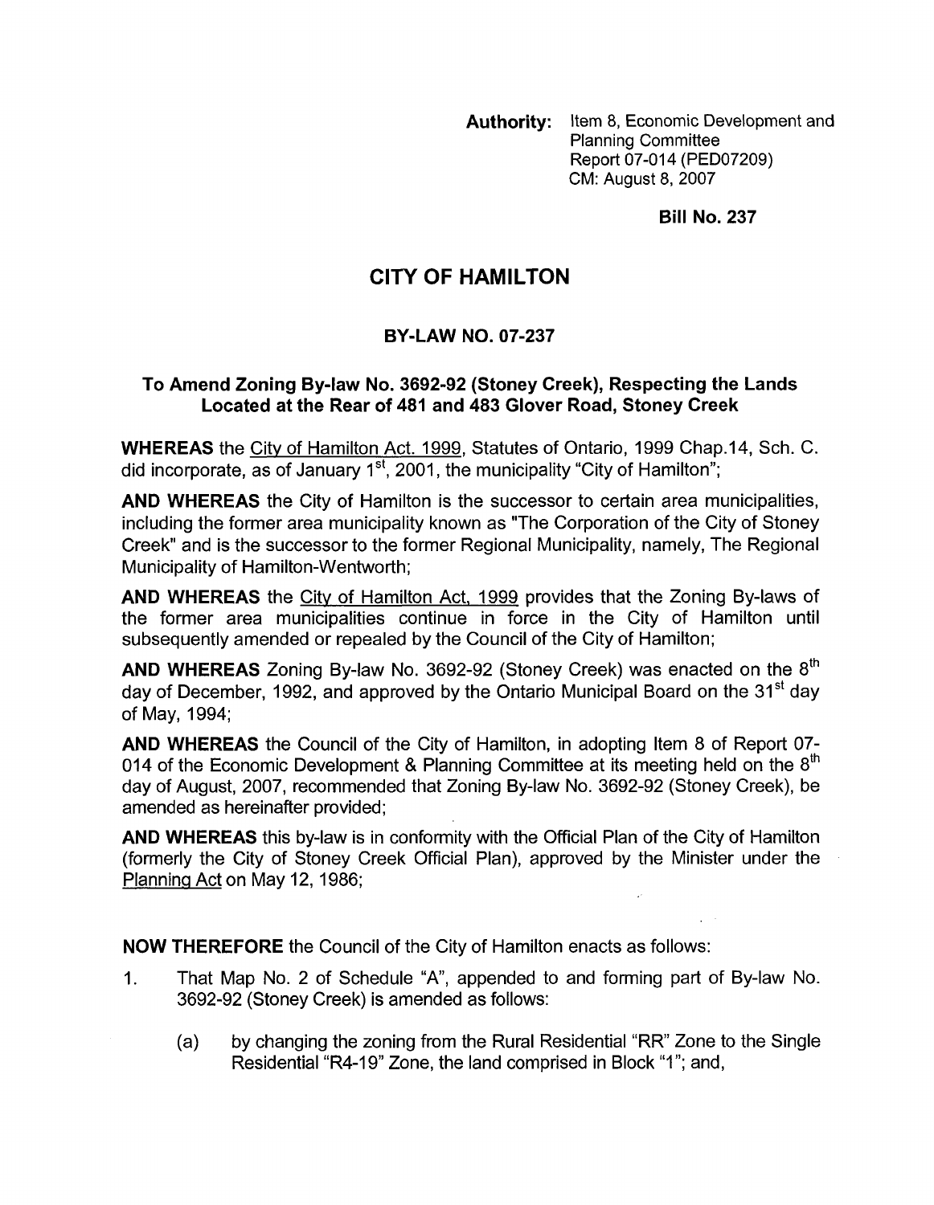**Authority:** Item 8, Economic Development and Planning Committee Report 07-014 (PED07209) CM: August 8, 2007

**Bill No. 237**

# CITY OF HAMILTON

## BY-LAW NO. 07-237

### To Amend Zoning By-law No. 3692-92 (Stoney Creek), Respecting the Lands Located at the Rear of 481 and 483 Glover Road, Stoney Creek

**WHEREAS** the City of Hamilton Act. 1999, Statutes of Ontario, 1999 Chap.14, Sch. C. did incorporate, as of January 1st, 2001, the municipality "City of Hamilton";

**AND WHEREAS** the City of Hamilton is the successor to certain area municipalities, including the former area municipality known as "The Corporation of the City of Stoney Creek" and is the successor to the former Regional Municipality, namely, The Regional Municipality of Hamilton-Wentworth;

**AND WHEREAS** the City of Hamilton Act, 1999 provides that the Zoning By-laws of the former area municipalities continue in force in the City of Hamilton until subsequently amended or repealed by the Council of the City of Hamilton;

**AND WHEREAS** Zoning By-law No. 3692-92 (Stoney Creek) was enacted on the 8th day of December, 1992, and approved by the Ontario Municipal Board on the 31st day of May, 1994;

**AND WHEREAS** the Council of the City of Hamilton, in adopting Item 8 of Report 07-014 of the Economic Development & Planning Committee at its meeting held on the 8th day of August, 2007, recommended that Zoning By-law No. 3692-92 (Stoney Creek), be amended as hereinafter provided;

**AND WHEREAS** this by-law is in conformity with the Official Plan of the City of Hamilton (formerly the City of Stoney Creek Official Plan), approved by the Minister under the Planning Act on May 12, 1986;

**NOW THEREFORE** the Council of the City of Hamilton enacts as follows:

1. That Map No. 2 of Schedule "A", appended to and forming part of By-law No. 3692-92 (Stoney Creek) is amended as follows:

   (a) by changing the zoning from the Rural Residential "RR" Zone to the Single Residential "R4-19" Zone, the land comprised in Block "1"; and,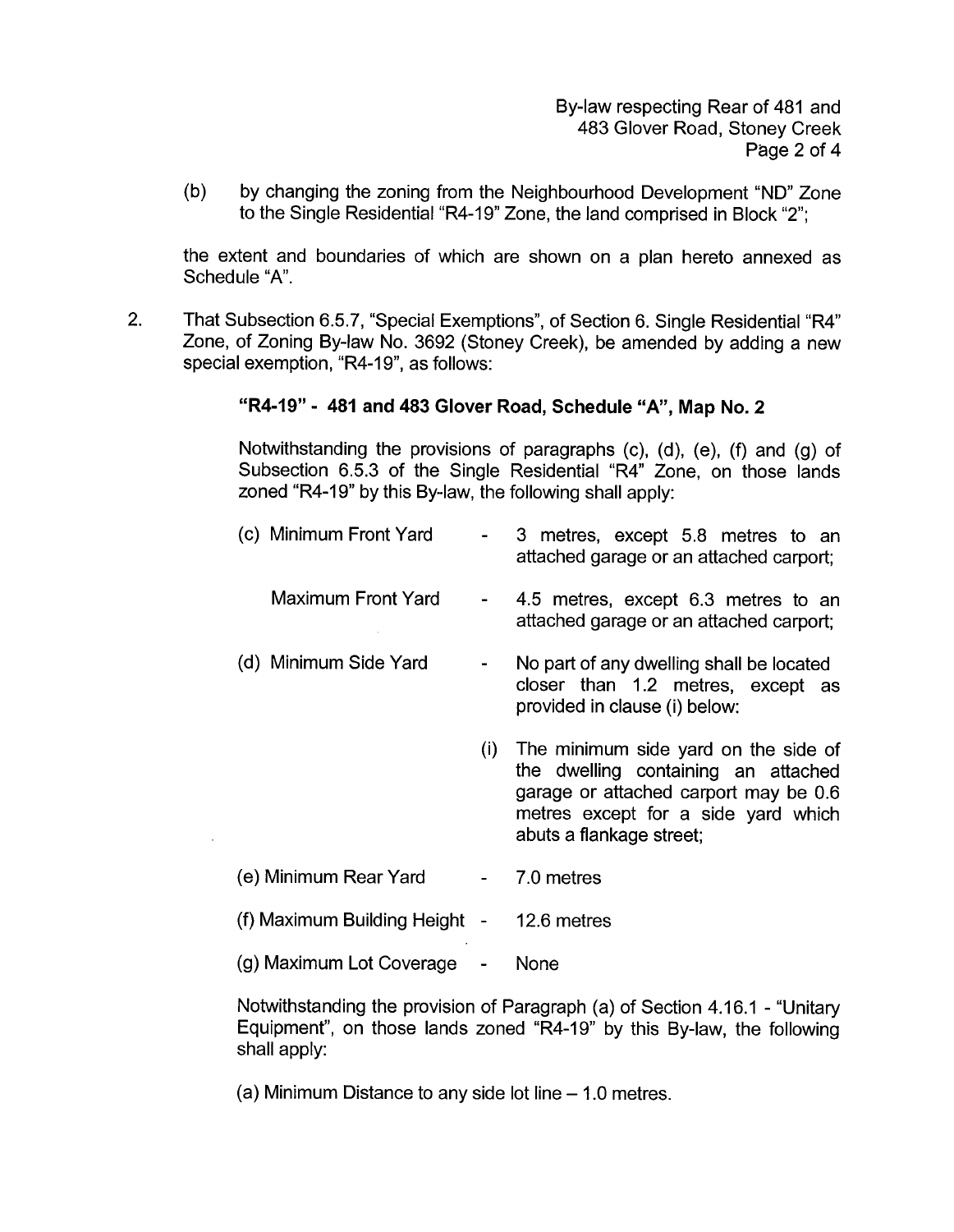(b) by changing the zoning from the Neighbourhood Development "ND" Zone to the Single Residential "R4-19" Zone, the land comprised in Block "2";

the extent and boundaries of which are shown on a plan hereto annexed as Schedule "A".

2. That Subsection 6.5.7, "Special Exemptions", of Section 6. Single Residential "R4" Zone, of Zoning By-law No. 3692 (Stoney Creek), be amended by adding a new special exemption, "R4-19", as follows:

**"R4-19" - 481 and 483 Glover Road, Schedule "A", Map No. 2**

Notwithstanding the provisions of paragraphs (c), (d), (e), (f) and (g) of Subsection 6.5.3 of the Single Residential "R4" Zone, on those lands zoned "R4-19" by this By-law, the following shall apply:

(c) Minimum Front Yard - 3 metres, except 5.8 metres to an attached garage or an attached carport;

Maximum Front Yard - 4.5 metres, except 6.3 metres to an attached garage or an attached carport;

(d) Minimum Side Yard - No part of any dwelling shall be located closer than 1.2 metres, except as provided in clause (i) below:

(i) The minimum side yard on the side of the dwelling containing an attached garage or attached carport may be 0.6 metres except for a side yard which abuts a flankage street;

(e) Minimum Rear Yard - 7.0 metres

(f) Maximum Building Height - 12.6 metres

(g) Maximum Lot Coverage - None

Notwithstanding the provision of Paragraph (a) of Section 4.16.1 - "Unitary Equipment", on those lands zoned "R4-19" by this By-law, the following shall apply:

(a) Minimum Distance to any side lot line – 1.0 metres.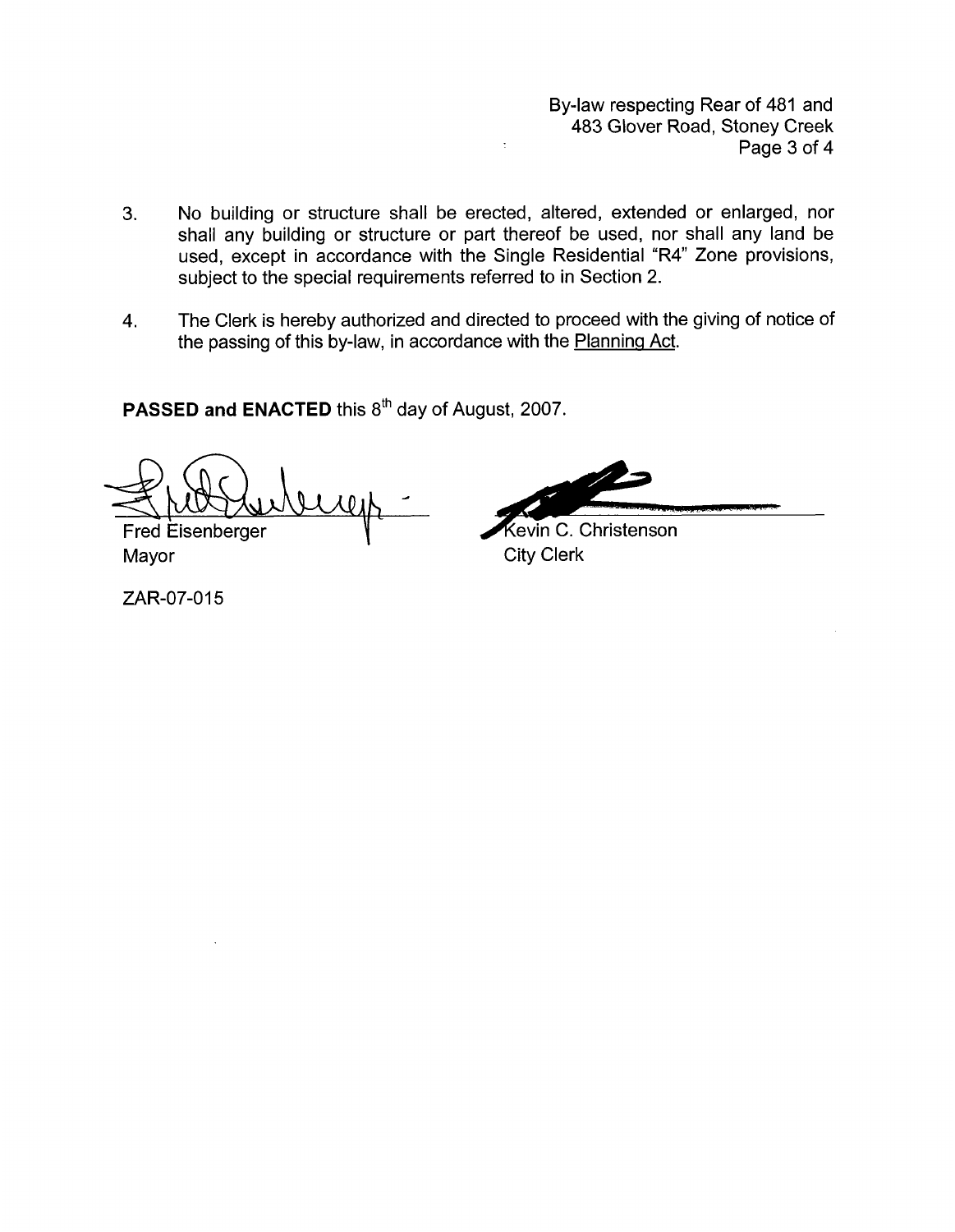3. No building or structure shall be erected, altered, extended or enlarged, nor shall any building or structure or part thereof be used, nor shall any land be used, except in accordance with the Single Residential "R4" Zone provisions, subject to the special requirements referred to in Section 2.

4. The Clerk is hereby authorized and directed to proceed with the giving of notice of the passing of this by-law, in accordance with the Planning Act.

**PASSED and ENACTED** this 8th day of August, 2007.

Fred Eisenberger
Mayor

Kevin C. Christenson
City Clerk

ZAR-07-015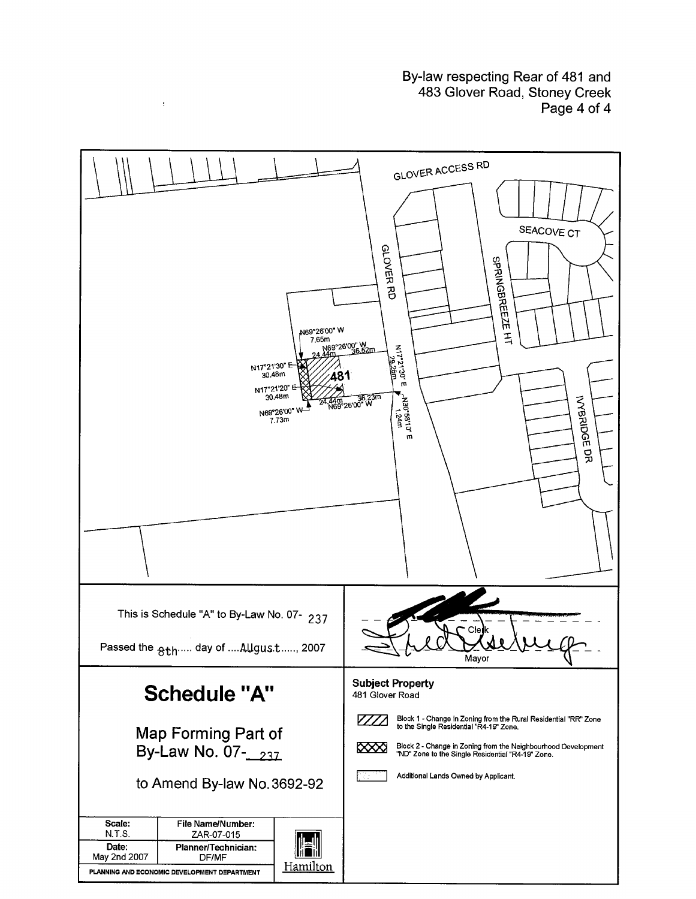GLOVER ACCESS RD

SEACOVE CT

GLOVER RD

SPRINGBREEZE HT

IVYBRIDGE DR

N69°26'00" W
7.65m

N69°26'00" W
24.44m 36.52m

N17°21'30" E
30.48m

N17°21'20" E
30.48m

481

24.44m 36.23m
N69°26'00" W

N69°26'00" W
7.73m

N17°21'30" E
29.26m

N30°58'10" E
1.24m

This is Schedule "A" to By-Law No. 07- 237

Passed the 8th..... day of ....August....., 2007

Clerk

Mayor

# Schedule "A"

## Map Forming Part of By-Law No. 07- 237

## to Amend By-law No. 3692-92

| Scale: | File Name/Number: |
|---|---|
| N.T.S. | ZAR-07-015 |
| Date: | Planner/Technician: |
| May 2nd 2007 | DF/MF |

PLANNING AND ECONOMIC DEVELOPMENT DEPARTMENT

Hamilton

**Subject Property**
481 Glover Road

Block 1 - Change in Zoning from the Rural Residential "RR" Zone to the Single Residential "R4-19" Zone.

Block 2 - Change in Zoning from the Neighbourhood Development "ND" Zone to the Single Residential "R4-19" Zone.

Additional Lands Owned by Applicant.